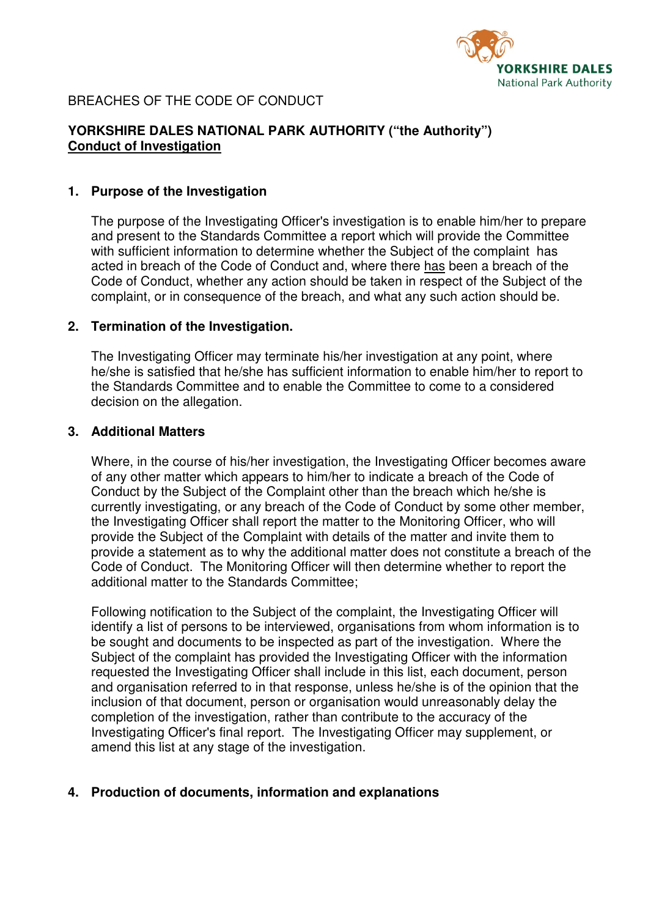BREACHES OF THE CODE OF CONDUCT

**YORKSHIRE DALES NATIONAL PARK AUTHORITY ("the Authority")**
**Conduct of Investigation**

## 1. Purpose of the Investigation

The purpose of the Investigating Officer's investigation is to enable him/her to prepare and present to the Standards Committee a report which will provide the Committee with sufficient information to determine whether the Subject of the complaint has acted in breach of the Code of Conduct and, where there has been a breach of the Code of Conduct, whether any action should be taken in respect of the Subject of the complaint, or in consequence of the breach, and what any such action should be.

## 2. Termination of the Investigation.

The Investigating Officer may terminate his/her investigation at any point, where he/she is satisfied that he/she has sufficient information to enable him/her to report to the Standards Committee and to enable the Committee to come to a considered decision on the allegation.

## 3. Additional Matters

Where, in the course of his/her investigation, the Investigating Officer becomes aware of any other matter which appears to him/her to indicate a breach of the Code of Conduct by the Subject of the Complaint other than the breach which he/she is currently investigating, or any breach of the Code of Conduct by some other member, the Investigating Officer shall report the matter to the Monitoring Officer, who will provide the Subject of the Complaint with details of the matter and invite them to provide a statement as to why the additional matter does not constitute a breach of the Code of Conduct. The Monitoring Officer will then determine whether to report the additional matter to the Standards Committee;

Following notification to the Subject of the complaint, the Investigating Officer will identify a list of persons to be interviewed, organisations from whom information is to be sought and documents to be inspected as part of the investigation. Where the Subject of the complaint has provided the Investigating Officer with the information requested the Investigating Officer shall include in this list, each document, person and organisation referred to in that response, unless he/she is of the opinion that the inclusion of that document, person or organisation would unreasonably delay the completion of the investigation, rather than contribute to the accuracy of the Investigating Officer's final report. The Investigating Officer may supplement, or amend this list at any stage of the investigation.

## 4. Production of documents, information and explanations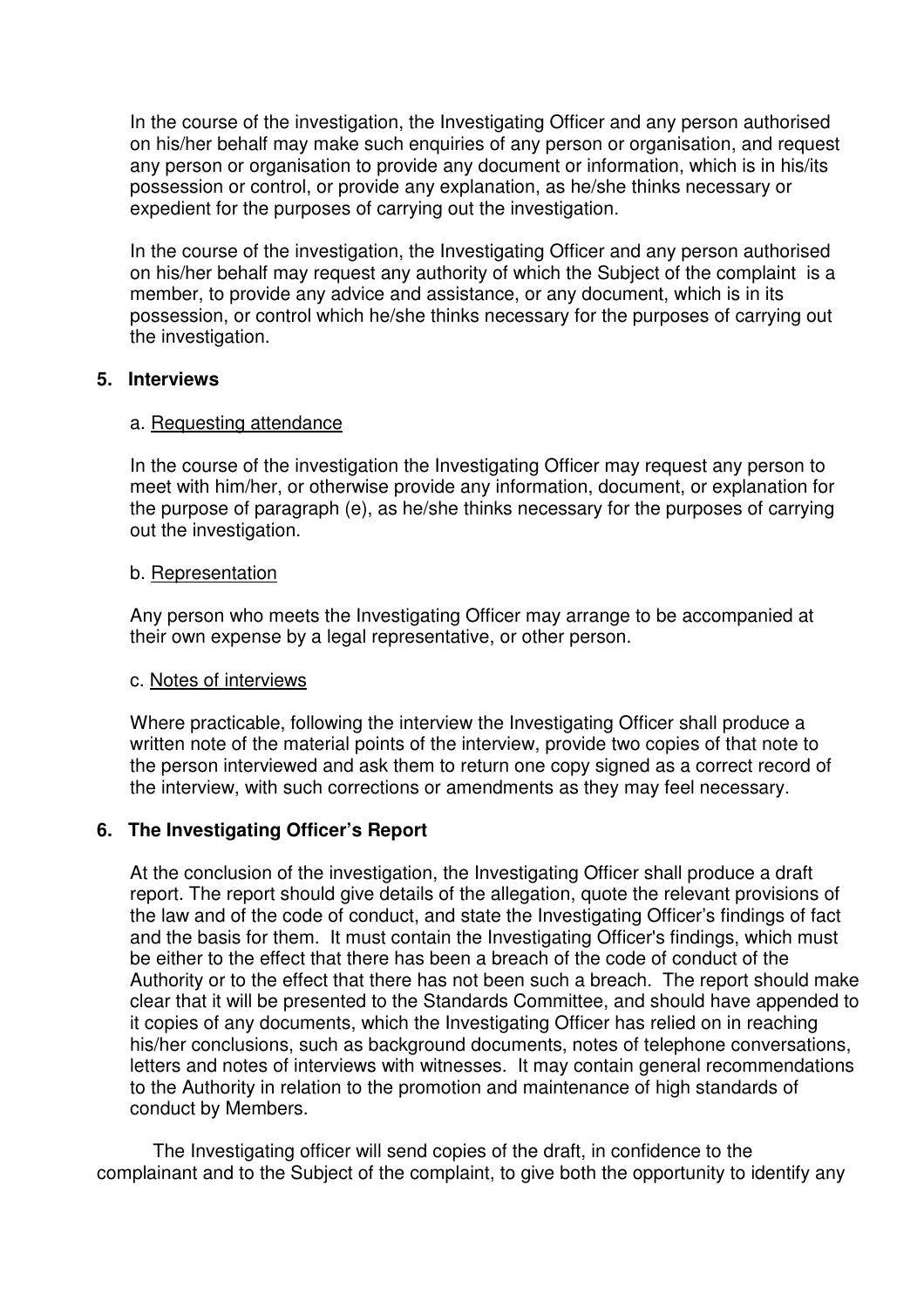In the course of the investigation, the Investigating Officer and any person authorised on his/her behalf may make such enquiries of any person or organisation, and request any person or organisation to provide any document or information, which is in his/its possession or control, or provide any explanation, as he/she thinks necessary or expedient for the purposes of carrying out the investigation.

In the course of the investigation, the Investigating Officer and any person authorised on his/her behalf may request any authority of which the Subject of the complaint is a member, to provide any advice and assistance, or any document, which is in its possession, or control which he/she thinks necessary for the purposes of carrying out the investigation.

## 5. Interviews

### a. Requesting attendance

In the course of the investigation the Investigating Officer may request any person to meet with him/her, or otherwise provide any information, document, or explanation for the purpose of paragraph (e), as he/she thinks necessary for the purposes of carrying out the investigation.

### b. Representation

Any person who meets the Investigating Officer may arrange to be accompanied at their own expense by a legal representative, or other person.

### c. Notes of interviews

Where practicable, following the interview the Investigating Officer shall produce a written note of the material points of the interview, provide two copies of that note to the person interviewed and ask them to return one copy signed as a correct record of the interview, with such corrections or amendments as they may feel necessary.

## 6. The Investigating Officer's Report

At the conclusion of the investigation, the Investigating Officer shall produce a draft report. The report should give details of the allegation, quote the relevant provisions of the law and of the code of conduct, and state the Investigating Officer's findings of fact and the basis for them. It must contain the Investigating Officer's findings, which must be either to the effect that there has been a breach of the code of conduct of the Authority or to the effect that there has not been such a breach. The report should make clear that it will be presented to the Standards Committee, and should have appended to it copies of any documents, which the Investigating Officer has relied on in reaching his/her conclusions, such as background documents, notes of telephone conversations, letters and notes of interviews with witnesses. It may contain general recommendations to the Authority in relation to the promotion and maintenance of high standards of conduct by Members.

The Investigating officer will send copies of the draft, in confidence to the complainant and to the Subject of the complaint, to give both the opportunity to identify any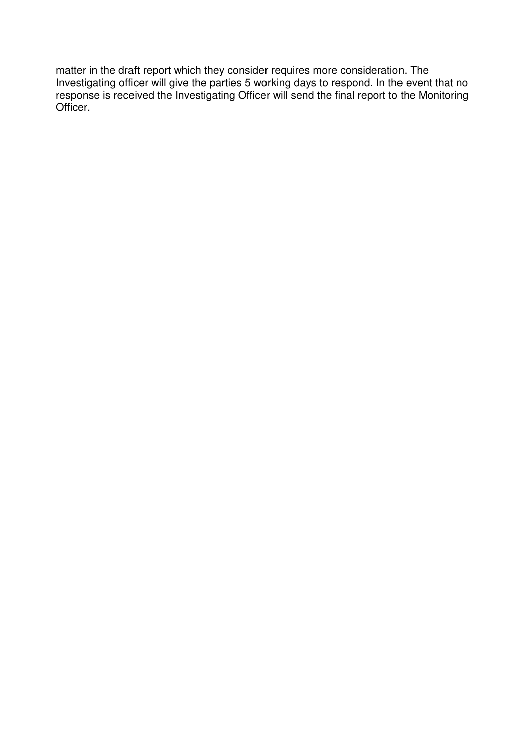matter in the draft report which they consider requires more consideration. The Investigating officer will give the parties 5 working days to respond. In the event that no response is received the Investigating Officer will send the final report to the Monitoring Officer.